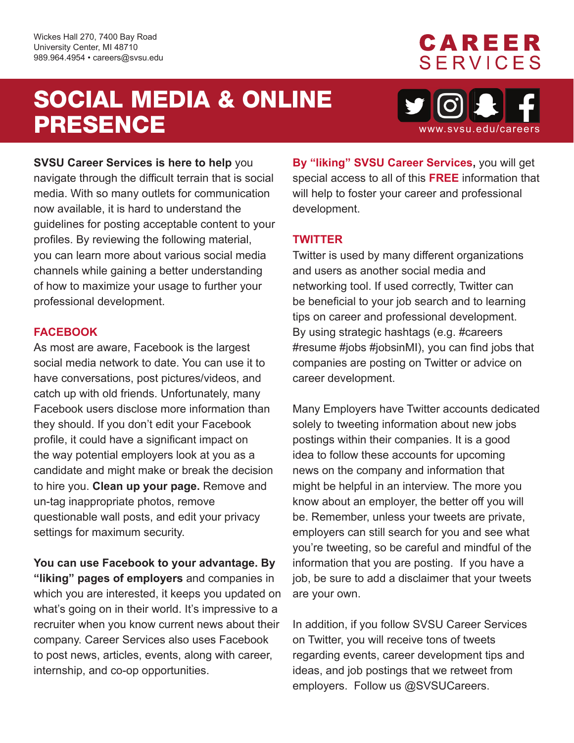Wickes Hall 270, 7400 Bay Road
University Center, MI 48710
989.964.4954 • careers@svsu.edu

**CAREER SERVICES**

# SOCIAL MEDIA & ONLINE PRESENCE

www.svsu.edu/careers

**SVSU Career Services is here to help** you navigate through the difficult terrain that is social media. With so many outlets for communication now available, it is hard to understand the guidelines for posting acceptable content to your profiles. By reviewing the following material, you can learn more about various social media channels while gaining a better understanding of how to maximize your usage to further your professional development.

## FACEBOOK

As most are aware, Facebook is the largest social media network to date. You can use it to have conversations, post pictures/videos, and catch up with old friends. Unfortunately, many Facebook users disclose more information than they should. If you don't edit your Facebook profile, it could have a significant impact on the way potential employers look at you as a candidate and might make or break the decision to hire you. **Clean up your page.** Remove and un-tag inappropriate photos, remove questionable wall posts, and edit your privacy settings for maximum security.

**You can use Facebook to your advantage. By "liking" pages of employers** and companies in which you are interested, it keeps you updated on what's going on in their world. It's impressive to a recruiter when you know current news about their company. Career Services also uses Facebook to post news, articles, events, along with career, internship, and co-op opportunities.

**By "liking" SVSU Career Services,** you will get special access to all of this **FREE** information that will help to foster your career and professional development.

## TWITTER

Twitter is used by many different organizations and users as another social media and networking tool. If used correctly, Twitter can be beneficial to your job search and to learning tips on career and professional development. By using strategic hashtags (e.g. #careers #resume #jobs #jobsinMI), you can find jobs that companies are posting on Twitter or advice on career development.

Many Employers have Twitter accounts dedicated solely to tweeting information about new jobs postings within their companies. It is a good idea to follow these accounts for upcoming news on the company and information that might be helpful in an interview. The more you know about an employer, the better off you will be. Remember, unless your tweets are private, employers can still search for you and see what you're tweeting, so be careful and mindful of the information that you are posting. If you have a job, be sure to add a disclaimer that your tweets are your own.

In addition, if you follow SVSU Career Services on Twitter, you will receive tons of tweets regarding events, career development tips and ideas, and job postings that we retweet from employers. Follow us @SVSUCareers.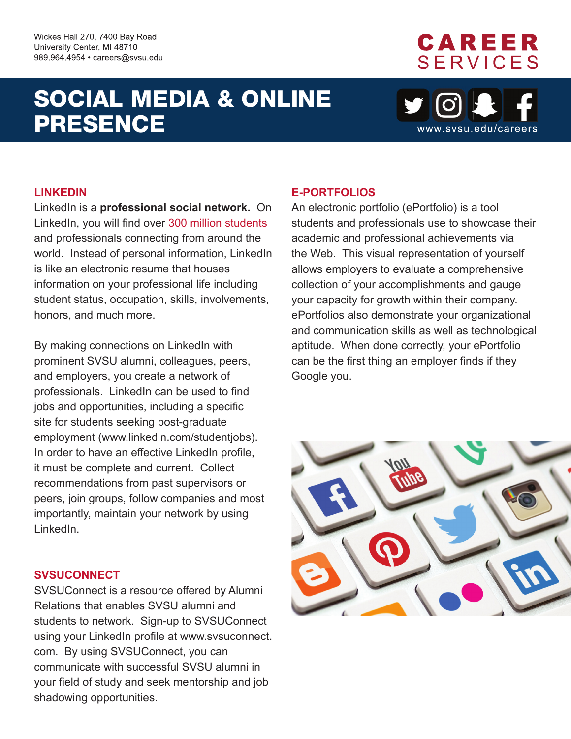Wickes Hall 270, 7400 Bay Road
University Center, MI 48710
989.964.4954 • careers@svsu.edu

CAREER SERVICES

# SOCIAL MEDIA & ONLINE PRESENCE

www.svsu.edu/careers

## LINKEDIN

LinkedIn is a **professional social network.** On LinkedIn, you will find over 300 million students and professionals connecting from around the world. Instead of personal information, LinkedIn is like an electronic resume that houses information on your professional life including student status, occupation, skills, involvements, honors, and much more.

By making connections on LinkedIn with prominent SVSU alumni, colleagues, peers, and employers, you create a network of professionals. LinkedIn can be used to find jobs and opportunities, including a specific site for students seeking post-graduate employment (www.linkedin.com/studentjobs). In order to have an effective LinkedIn profile, it must be complete and current. Collect recommendations from past supervisors or peers, join groups, follow companies and most importantly, maintain your network by using LinkedIn.

## SVSUCONNECT

SVSUConnect is a resource offered by Alumni Relations that enables SVSU alumni and students to network. Sign-up to SVSUConnect using your LinkedIn profile at www.svsuconnect.com. By using SVSUConnect, you can communicate with successful SVSU alumni in your field of study and seek mentorship and job shadowing opportunities.

## E-PORTFOLIOS

An electronic portfolio (ePortfolio) is a tool students and professionals use to showcase their academic and professional achievements via the Web. This visual representation of yourself allows employers to evaluate a comprehensive collection of your accomplishments and gauge your capacity for growth within their company. ePortfolios also demonstrate your organizational and communication skills as well as technological aptitude. When done correctly, your ePortfolio can be the first thing an employer finds if they Google you.